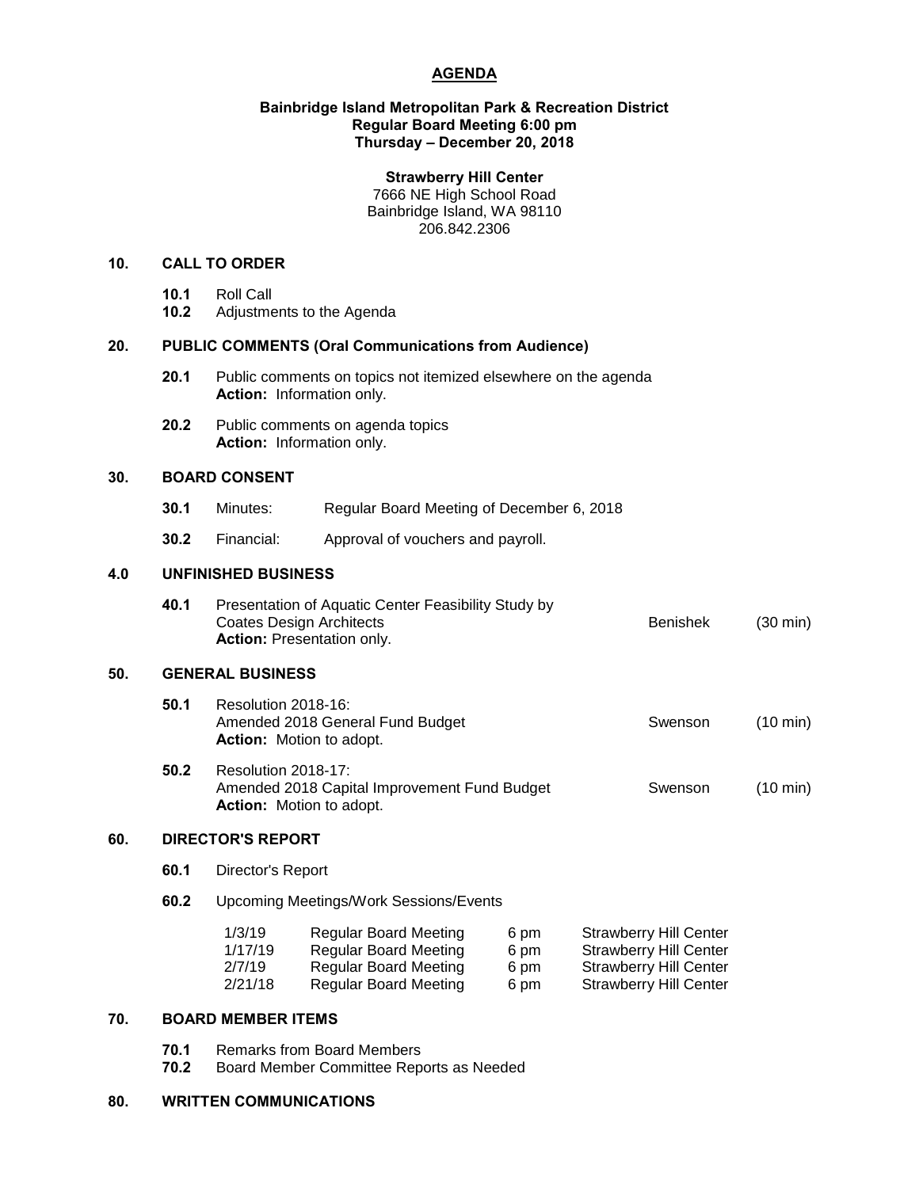# AGENDA

**Bainbridge Island Metropolitan Park & Recreation District**
**Regular Board Meeting 6:00 pm**
**Thursday – December 20, 2018**

**Strawberry Hill Center**
7666 NE High School Road
Bainbridge Island, WA 98110
206.842.2306

## 10. CALL TO ORDER

- **10.1** Roll Call
- **10.2** Adjustments to the Agenda

## 20. PUBLIC COMMENTS (Oral Communications from Audience)

- **20.1** Public comments on topics not itemized elsewhere on the agenda
  **Action:** Information only.
- **20.2** Public comments on agenda topics
  **Action:** Information only.

## 30. BOARD CONSENT

- **30.1** Minutes: Regular Board Meeting of December 6, 2018
- **30.2** Financial: Approval of vouchers and payroll.

## 4.0 UNFINISHED BUSINESS

- **40.1** Presentation of Aquatic Center Feasibility Study by Coates Design Architects — Benishek (30 min)
  **Action:** Presentation only.

## 50. GENERAL BUSINESS

- **50.1** Resolution 2018-16:
  Amended 2018 General Fund Budget — Swenson (10 min)
  **Action:** Motion to adopt.
- **50.2** Resolution 2018-17:
  Amended 2018 Capital Improvement Fund Budget — Swenson (10 min)
  **Action:** Motion to adopt.

## 60. DIRECTOR'S REPORT

- **60.1** Director's Report
- **60.2** Upcoming Meetings/Work Sessions/Events

| | | | |
|---|---|---|---|
| 1/3/19 | Regular Board Meeting | 6 pm | Strawberry Hill Center |
| 1/17/19 | Regular Board Meeting | 6 pm | Strawberry Hill Center |
| 2/7/19 | Regular Board Meeting | 6 pm | Strawberry Hill Center |
| 2/21/18 | Regular Board Meeting | 6 pm | Strawberry Hill Center |

## 70. BOARD MEMBER ITEMS

- **70.1** Remarks from Board Members
- **70.2** Board Member Committee Reports as Needed

## 80. WRITTEN COMMUNICATIONS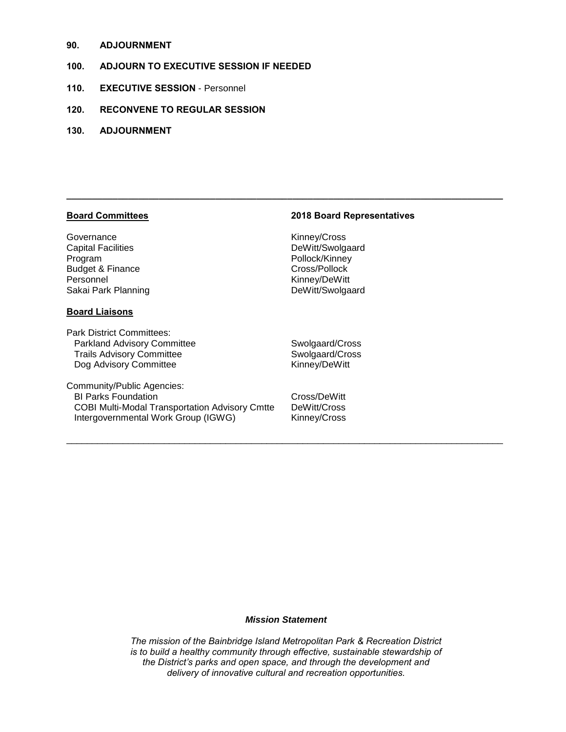**90. ADJOURNMENT**

**100. ADJOURN TO EXECUTIVE SESSION IF NEEDED**

**110. EXECUTIVE SESSION** - Personnel

**120. RECONVENE TO REGULAR SESSION**

**130. ADJOURNMENT**

---

| **Board Committees** | **2018 Board Representatives** |
|---|---|
| Governance | Kinney/Cross |
| Capital Facilities | DeWitt/Swolgaard |
| Program | Pollock/Kinney |
| Budget & Finance | Cross/Pollock |
| Personnel | Kinney/DeWitt |
| Sakai Park Planning | DeWitt/Swolgaard |

**Board Liaisons**

| | |
|---|---|
| Park District Committees: | |
| Parkland Advisory Committee | Swolgaard/Cross |
| Trails Advisory Committee | Swolgaard/Cross |
| Dog Advisory Committee | Kinney/DeWitt |
| Community/Public Agencies: | |
| BI Parks Foundation | Cross/DeWitt |
| COBI Multi-Modal Transportation Advisory Cmtte | DeWitt/Cross |
| Intergovernmental Work Group (IGWG) | Kinney/Cross |

---

***Mission Statement***

*The mission of the Bainbridge Island Metropolitan Park & Recreation District is to build a healthy community through effective, sustainable stewardship of the District's parks and open space, and through the development and delivery of innovative cultural and recreation opportunities.*